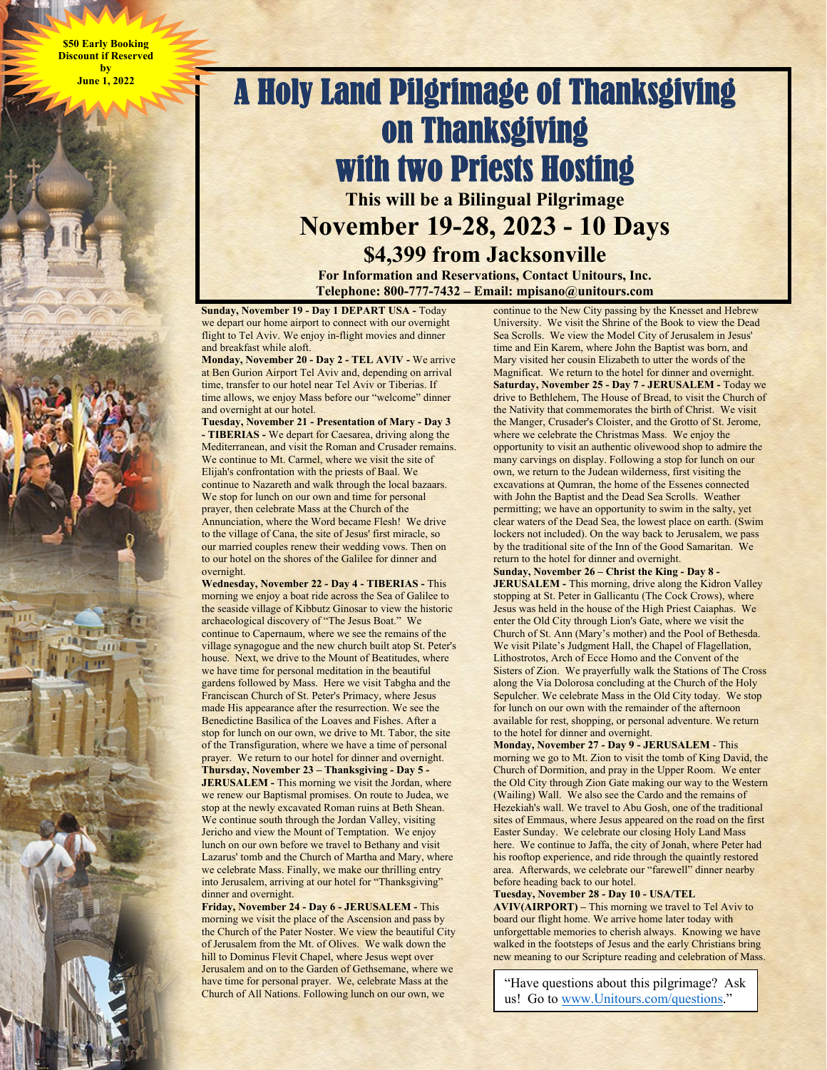**$50 Early Booking Discount if Reserved by June 1, 2022**

# A Holy Land Pilgrimage of Thanksgiving on Thanksgiving with two Priests Hosting

### This will be a Bilingual Pilgrimage

## November 19-28, 2023 - 10 Days

## $4,399 from Jacksonville

**For Information and Reservations, Contact Unitours, Inc.**
**Telephone: 800-777-7432 – Email: mpisano@unitours.com**

**Sunday, November 19 - Day 1 DEPART USA -** Today we depart our home airport to connect with our overnight flight to Tel Aviv. We enjoy in-flight movies and dinner and breakfast while aloft.

**Monday, November 20 - Day 2 - TEL AVIV -** We arrive at Ben Gurion Airport Tel Aviv and, depending on arrival time, transfer to our hotel near Tel Aviv or Tiberias. If time allows, we enjoy Mass before our "welcome" dinner and overnight at our hotel.

**Tuesday, November 21 - Presentation of Mary - Day 3 - TIBERIAS -** We depart for Caesarea, driving along the Mediterranean, and visit the Roman and Crusader remains. We continue to Mt. Carmel, where we visit the site of Elijah's confrontation with the priests of Baal. We continue to Nazareth and walk through the local bazaars. We stop for lunch on our own and time for personal prayer, then celebrate Mass at the Church of the Annunciation, where the Word became Flesh! We drive to the village of Cana, the site of Jesus' first miracle, so our married couples renew their wedding vows. Then on to our hotel on the shores of the Galilee for dinner and overnight.

**Wednesday, November 22 - Day 4 - TIBERIAS -** This morning we enjoy a boat ride across the Sea of Galilee to the seaside village of Kibbutz Ginosar to view the historic archaeological discovery of "The Jesus Boat." We continue to Capernaum, where we see the remains of the village synagogue and the new church built atop St. Peter's house. Next, we drive to the Mount of Beatitudes, where we have time for personal meditation in the beautiful gardens followed by Mass. Here we visit Tabgha and the Franciscan Church of St. Peter's Primacy, where Jesus made His appearance after the resurrection. We see the Benedictine Basilica of the Loaves and Fishes. After a stop for lunch on our own, we drive to Mt. Tabor, the site of the Transfiguration, where we have a time of personal prayer. We return to our hotel for dinner and overnight.

**Thursday, November 23 – Thanksgiving - Day 5 - JERUSALEM -** This morning we visit the Jordan, where we renew our Baptismal promises. On route to Judea, we stop at the newly excavated Roman ruins at Beth Shean. We continue south through the Jordan Valley, visiting Jericho and view the Mount of Temptation. We enjoy lunch on our own before we travel to Bethany and visit Lazarus' tomb and the Church of Martha and Mary, where we celebrate Mass. Finally, we make our thrilling entry into Jerusalem, arriving at our hotel for "Thanksgiving" dinner and overnight.

**Friday, November 24 - Day 6 - JERUSALEM -** This morning we visit the place of the Ascension and pass by the Church of the Pater Noster. We view the beautiful City of Jerusalem from the Mt. of Olives. We walk down the hill to Dominus Flevit Chapel, where Jesus wept over Jerusalem and on to the Garden of Gethsemane, where we have time for personal prayer. We, celebrate Mass at the Church of All Nations. Following lunch on our own, we continue to the New City passing by the Knesset and Hebrew University. We visit the Shrine of the Book to view the Dead Sea Scrolls. We view the Model City of Jerusalem in Jesus' time and Ein Karem, where John the Baptist was born, and Mary visited her cousin Elizabeth to utter the words of the Magnificat. We return to the hotel for dinner and overnight.

**Saturday, November 25 - Day 7 - JERUSALEM -** Today we drive to Bethlehem, The House of Bread, to visit the Church of the Nativity that commemorates the birth of Christ. We visit the Manger, Crusader's Cloister, and the Grotto of St. Jerome, where we celebrate the Christmas Mass. We enjoy the opportunity to visit an authentic olivewood shop to admire the many carvings on display. Following a stop for lunch on our own, we return to the Judean wilderness, first visiting the excavations at Qumran, the home of the Essenes connected with John the Baptist and the Dead Sea Scrolls. Weather permitting; we have an opportunity to swim in the salty, yet clear waters of the Dead Sea, the lowest place on earth. (Swim lockers not included). On the way back to Jerusalem, we pass by the traditional site of the Inn of the Good Samaritan. We return to the hotel for dinner and overnight.

**Sunday, November 26 – Christ the King - Day 8 - JERUSALEM -** This morning, drive along the Kidron Valley stopping at St. Peter in Gallicantu (The Cock Crows), where Jesus was held in the house of the High Priest Caiaphas. We enter the Old City through Lion's Gate, where we visit the Church of St. Ann (Mary's mother) and the Pool of Bethesda. We visit Pilate's Judgment Hall, the Chapel of Flagellation, Lithostrotos, Arch of Ecce Homo and the Convent of the Sisters of Zion. We prayerfully walk the Stations of The Cross along the Via Dolorosa concluding at the Church of the Holy Sepulcher. We celebrate Mass in the Old City today. We stop for lunch on our own with the remainder of the afternoon available for rest, shopping, or personal adventure. We return to the hotel for dinner and overnight.

**Monday, November 27 - Day 9 - JERUSALEM** - This morning we go to Mt. Zion to visit the tomb of King David, the Church of Dormition, and pray in the Upper Room. We enter the Old City through Zion Gate making our way to the Western (Wailing) Wall. We also see the Cardo and the remains of Hezekiah's wall. We travel to Abu Gosh, one of the traditional sites of Emmaus, where Jesus appeared on the road on the first Easter Sunday. We celebrate our closing Holy Land Mass here. We continue to Jaffa, the city of Jonah, where Peter had his rooftop experience, and ride through the quaintly restored area. Afterwards, we celebrate our "farewell" dinner nearby before heading back to our hotel.

**Tuesday, November 28 - Day 10 - USA/TEL AVIV(AIRPORT) –** This morning we travel to Tel Aviv to board our flight home. We arrive home later today with unforgettable memories to cherish always. Knowing we have walked in the footsteps of Jesus and the early Christians bring new meaning to our Scripture reading and celebration of Mass.

"Have questions about this pilgrimage? Ask us! Go to www.Unitours.com/questions."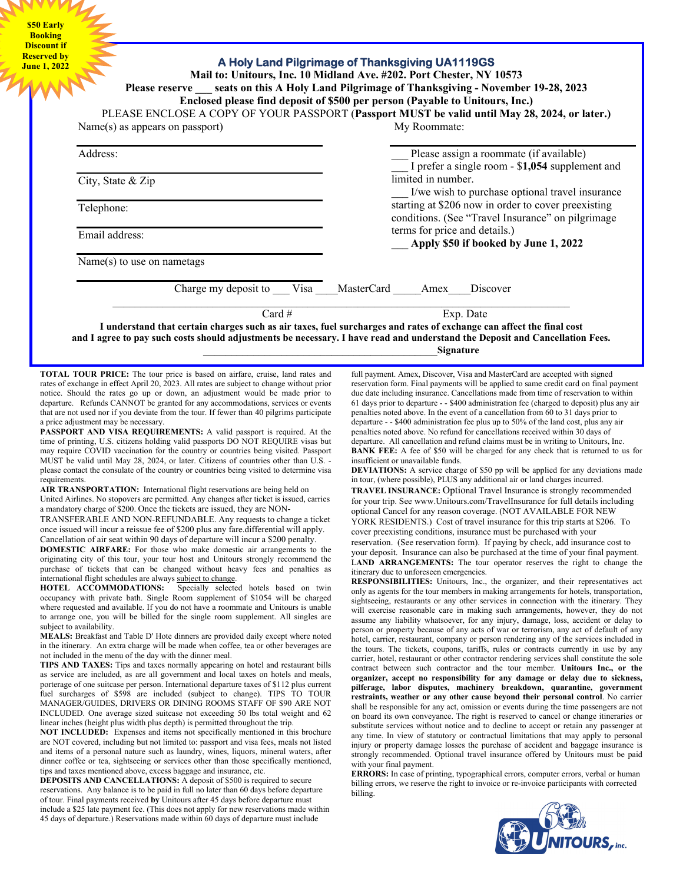**$50 Early Booking Discount if Reserved by June 1, 2022**

## A Holy Land Pilgrimage of Thanksgiving UA1119GS

**Mail to: Unitours, Inc. 10 Midland Ave. #202. Port Chester, NY 10573**

**Please reserve ___ seats on this A Holy Land Pilgrimage of Thanksgiving - November 19-28, 2023**

**Enclosed please find deposit of $500 per person (Payable to Unitours, Inc.)**

PLEASE ENCLOSE A COPY OF YOUR PASSPORT (**Passport MUST be valid until May 28, 2024, or later.)**

Name(s) as appears on passport)

Address:

City, State & Zip

Telephone:

Email address:

Name(s) to use on nametags

My Roommate:

___ Please assign a roommate (if available)

___ I prefer a single room - $**1,054** supplement and limited in number.

___ I/we wish to purchase optional travel insurance starting at $206 now in order to cover preexisting conditions. (See "Travel Insurance" on pilgrimage terms for price and details.)

___ **Apply $50 if booked by June 1, 2022**

Charge my deposit to ___ Visa ____MasterCard _____Amex____Discover

_______________________________________________

Card # Exp. Date

**I understand that certain charges such as air taxes, fuel surcharges and rates of exchange can affect the final cost and I agree to pay such costs should adjustments be necessary. I have read and understand the Deposit and Cancellation Fees.**

_____________________________________________**Signature**

**TOTAL TOUR PRICE:** The tour price is based on airfare, cruise, land rates and rates of exchange in effect April 20, 2023. All rates are subject to change without prior notice. Should the rates go up or down, an adjustment would be made prior to departure. Refunds CANNOT be granted for any accommodations, services or events that are not used nor if you deviate from the tour. If fewer than 40 pilgrims participate a price adjustment may be necessary.

**PASSPORT AND VISA REQUIREMENTS:** A valid passport is required. At the time of printing, U.S. citizens holding valid passports DO NOT REQUIRE visas but may require COVID vaccination for the country or countries being visited. Passport MUST be valid until May 28, 2024, or later. Citizens of countries other than U.S. - please contact the consulate of the country or countries being visited to determine visa requirements.

**AIR TRANSPORTATION:** International flight reservations are being held on United Airlines. No stopovers are permitted. Any changes after ticket is issued, carries a mandatory charge of $200. Once the tickets are issued, they are NON-TRANSFERABLE AND NON-REFUNDABLE. Any requests to change a ticket once issued will incur a reissue fee of $200 plus any fare.differential will apply. Cancellation of air seat within 90 days of departure will incur a $200 penalty.

**DOMESTIC AIRFARE:** For those who make domestic air arrangements to the originating city of this tour, your tour host and Unitours strongly recommend the purchase of tickets that can be changed without heavy fees and penalties as international flight schedules are always subject to change.

**HOTEL ACCOMMODATIONS:** Specially selected hotels based on twin occupancy with private bath. Single Room supplement of $1054 will be charged where requested and available. If you do not have a roommate and Unitours is unable to arrange one, you will be billed for the single room supplement. All singles are subject to availability.

**MEALS:** Breakfast and Table D' Hote dinners are provided daily except where noted in the itinerary. An extra charge will be made when coffee, tea or other beverages are not included in the menu of the day with the dinner meal.

**TIPS AND TAXES:** Tips and taxes normally appearing on hotel and restaurant bills as service are included, as are all government and local taxes on hotels and meals, porterage of one suitcase per person. International departure taxes of $112 plus current fuel surcharges of $598 are included (subject to change). TIPS TO TOUR MANAGER/GUIDES, DRIVERS OR DINING ROOMS STAFF OF $90 ARE NOT INCLUDED. One average sized suitcase not exceeding 50 lbs total weight and 62 linear inches (height plus width plus depth) is permitted throughout the trip.

**NOT INCLUDED:** Expenses and items not specifically mentioned in this brochure are NOT covered, including but not limited to: passport and visa fees, meals not listed and items of a personal nature such as laundry, wines, liquors, mineral waters, after dinner coffee or tea, sightseeing or services other than those specifically mentioned, tips and taxes mentioned above, excess baggage and insurance, etc.

**DEPOSITS AND CANCELLATIONS:** A deposit of $500 is required to secure reservations. Any balance is to be paid in full no later than 60 days before departure of tour. Final payments received **by** Unitours after 45 days before departure must include a $25 late payment fee. (This does not apply for new reservations made within 45 days of departure.) Reservations made within 60 days of departure must include full payment. Amex, Discover, Visa and MasterCard are accepted with signed reservation form. Final payments will be applied to same credit card on final payment due date including insurance. Cancellations made from time of reservation to within 61 days prior to departure - - $400 administration fee (charged to deposit) plus any air penalties noted above. In the event of a cancellation from 60 to 31 days prior to departure - - $400 administration fee plus up to 50% of the land cost, plus any air penalties noted above. No refund for cancellations received within 30 days of departure. All cancellation and refund claims must be in writing to Unitours, Inc.

**BANK FEE:** A fee of $50 will be charged for any check that is returned to us for insufficient or unavailable funds.

**DEVIATIONS:** A service charge of $50 pp will be applied for any deviations made in tour, (where possible), PLUS any additional air or land charges incurred.

**TRAVEL INSURANCE:** Optional Travel Insurance is strongly recommended for your trip. See www.Unitours.com/TravelInsurance for full details including optional Cancel for any reason coverage. (NOT AVAILABLE FOR NEW YORK RESIDENTS.) Cost of travel insurance for this trip starts at $206. To cover preexisting conditions, insurance must be purchased with your reservation. (See reservation form). If paying by check, add insurance cost to your deposit. Insurance can also be purchased at the time of your final payment.

**LAND ARRANGEMENTS:** The tour operator reserves the right to change the itinerary due to unforeseen emergencies.

**RESPONSIBILITIES:** Unitours, Inc., the organizer, and their representatives act only as agents for the tour members in making arrangements for hotels, transportation, sightseeing, restaurants or any other services in connection with the itinerary. They will exercise reasonable care in making such arrangements, however, they do not assume any liability whatsoever, for any injury, damage, loss, accident or delay to person or property because of any acts of war or terrorism, any act of default of any hotel, carrier, restaurant, company or person rendering any of the services included in the tours. The tickets, coupons, tariffs, rules or contracts currently in use by any carrier, hotel, restaurant or other contractor rendering services shall constitute the sole contract between such contractor and the tour member. **Unitours Inc., or the organizer, accept no responsibility for any damage or delay due to sickness, pilferage, labor disputes, machinery breakdown, quarantine, government restraints, weather or any other cause beyond their personal control**. No carrier shall be responsible for any act, omission or events during the time passengers are not on board its own conveyance. The right is reserved to cancel or change itineraries or substitute services without notice and to decline to accept or retain any passenger at any time. In view of statutory or contractual limitations that may apply to personal injury or property damage losses the purchase of accident and baggage insurance is strongly recommended. Optional travel insurance offered by Unitours must be paid with your final payment.

**ERRORS:** In case of printing, typographical errors, computer errors, verbal or human billing errors, we reserve the right to invoice or re-invoice participants with corrected billing.

UNITOURS, inc.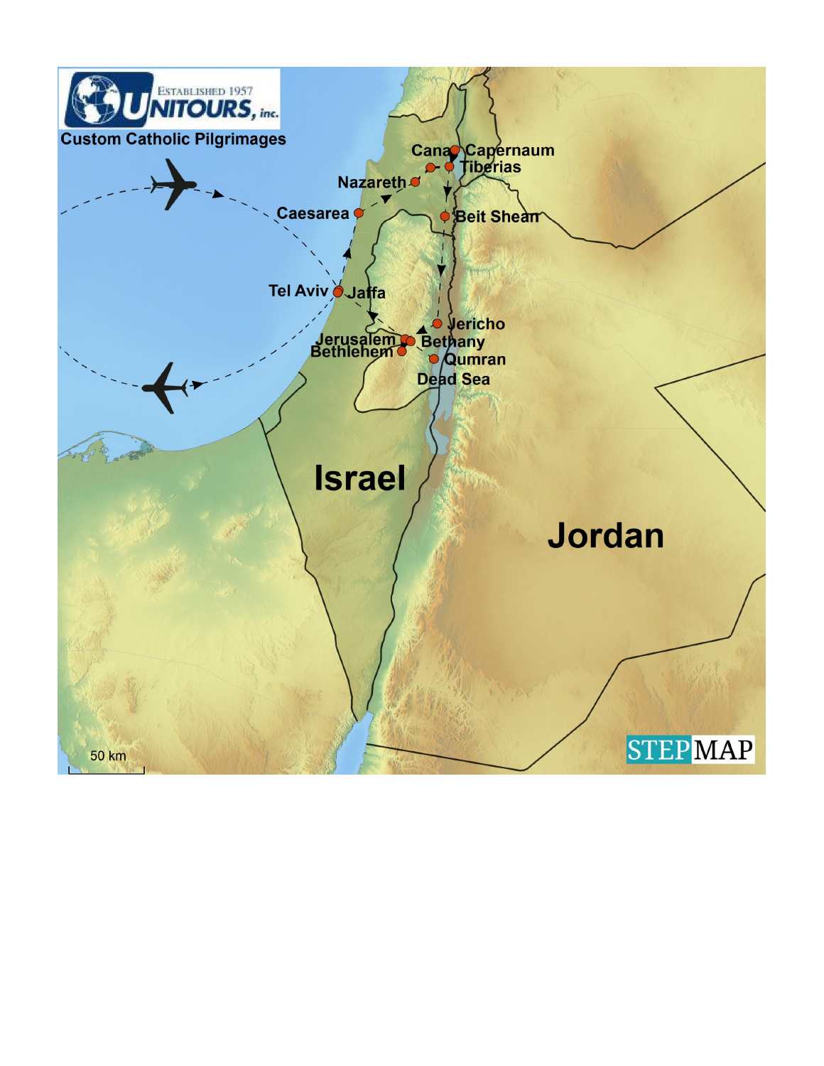ESTABLISHED 1957

UNITOURS, inc.

Custom Catholic Pilgrimages

Cana
Capernaum
Tiberias
Nazareth
Caesarea
Beit Shean
Tel Aviv
Jaffa
Jericho
Jerusalem
Bethany
Bethlehem
Qumran
Dead Sea
Israel
Jordan
50 km
STEPMAP